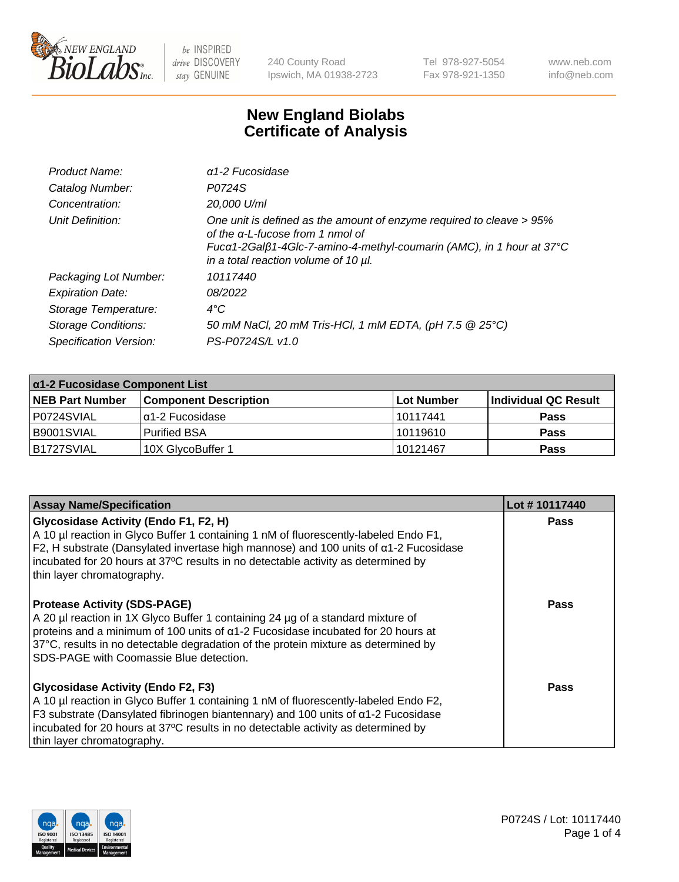# New England Biolabs Certificate of Analysis

| | |
|---|---|
| *Product Name:* | *α1-2 Fucosidase* |
| *Catalog Number:* | *P0724S* |
| *Concentration:* | *20,000 U/ml* |
| *Unit Definition:* | *One unit is defined as the amount of enzyme required to cleave > 95% of the α-L-fucose from 1 nmol of Fucα1-2Galβ1-4Glc-7-amino-4-methyl-coumarin (AMC), in 1 hour at 37°C in a total reaction volume of 10 µl.* |
| *Packaging Lot Number:* | *10117440* |
| *Expiration Date:* | *08/2022* |
| *Storage Temperature:* | *4°C* |
| *Storage Conditions:* | *50 mM NaCl, 20 mM Tris-HCl, 1 mM EDTA, (pH 7.5 @ 25°C)* |
| *Specification Version:* | *PS-P0724S/L v1.0* |

| α1-2 Fucosidase Component List | | | |
|---|---|---|---|
| **NEB Part Number** | **Component Description** | **Lot Number** | **Individual QC Result** |
| P0724SVIAL | α1-2 Fucosidase | 10117441 | **Pass** |
| B9001SVIAL | Purified BSA | 10119610 | **Pass** |
| B1727SVIAL | 10X GlycoBuffer 1 | 10121467 | **Pass** |

| Assay Name/Specification | Lot # 10117440 |
|---|---|
| **Glycosidase Activity (Endo F1, F2, H)** A 10 µl reaction in Glyco Buffer 1 containing 1 nM of fluorescently-labeled Endo F1, F2, H substrate (Dansylated invertase high mannose) and 100 units of α1-2 Fucosidase incubated for 20 hours at 37ºC results in no detectable activity as determined by thin layer chromatography. | **Pass** |
| **Protease Activity (SDS-PAGE)** A 20 µl reaction in 1X Glyco Buffer 1 containing 24 µg of a standard mixture of proteins and a minimum of 100 units of α1-2 Fucosidase incubated for 20 hours at 37°C, results in no detectable degradation of the protein mixture as determined by SDS-PAGE with Coomassie Blue detection. | **Pass** |
| **Glycosidase Activity (Endo F2, F3)** A 10 µl reaction in Glyco Buffer 1 containing 1 nM of fluorescently-labeled Endo F2, F3 substrate (Dansylated fibrinogen biantennary) and 100 units of α1-2 Fucosidase incubated for 20 hours at 37ºC results in no detectable activity as determined by thin layer chromatography. | **Pass** |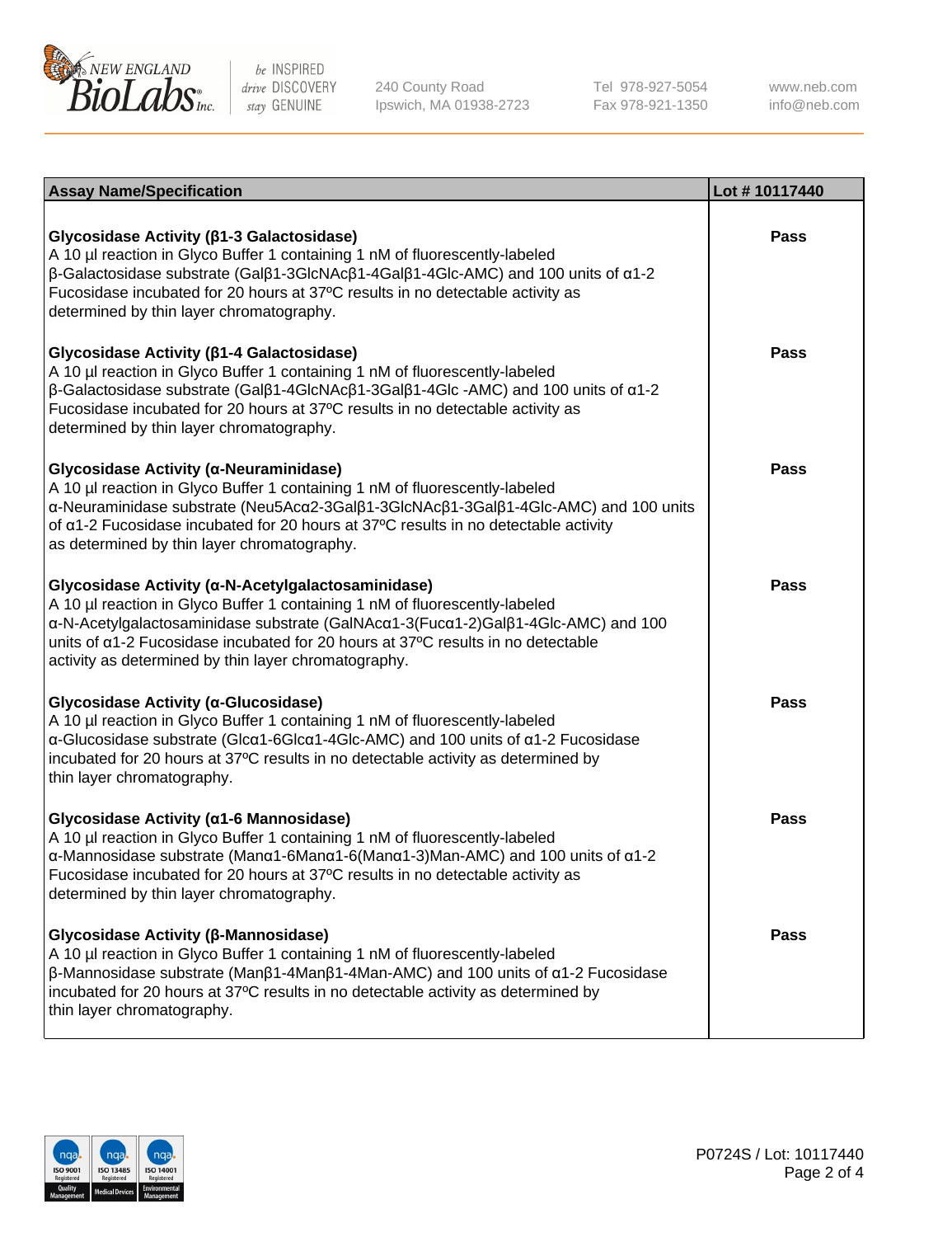| Assay Name/Specification | Lot # 10117440 |
| --- | --- |
| **Glycosidase Activity (β1-3 Galactosidase)**<br>A 10 µl reaction in Glyco Buffer 1 containing 1 nM of fluorescently-labeled β-Galactosidase substrate (Galβ1-3GlcNAcβ1-4Galβ1-4Glc-AMC) and 100 units of α1-2 Fucosidase incubated for 20 hours at 37ºC results in no detectable activity as determined by thin layer chromatography. | Pass |
| **Glycosidase Activity (β1-4 Galactosidase)**<br>A 10 µl reaction in Glyco Buffer 1 containing 1 nM of fluorescently-labeled β-Galactosidase substrate (Galβ1-4GlcNAcβ1-3Galβ1-4Glc -AMC) and 100 units of α1-2 Fucosidase incubated for 20 hours at 37ºC results in no detectable activity as determined by thin layer chromatography. | Pass |
| **Glycosidase Activity (α-Neuraminidase)**<br>A 10 µl reaction in Glyco Buffer 1 containing 1 nM of fluorescently-labeled α-Neuraminidase substrate (Neu5Acα2-3Galβ1-3GlcNAcβ1-3Galβ1-4Glc-AMC) and 100 units of α1-2 Fucosidase incubated for 20 hours at 37ºC results in no detectable activity as determined by thin layer chromatography. | Pass |
| **Glycosidase Activity (α-N-Acetylgalactosaminidase)**<br>A 10 µl reaction in Glyco Buffer 1 containing 1 nM of fluorescently-labeled α-N-Acetylgalactosaminidase substrate (GalNAcα1-3(Fucα1-2)Galβ1-4Glc-AMC) and 100 units of α1-2 Fucosidase incubated for 20 hours at 37ºC results in no detectable activity as determined by thin layer chromatography. | Pass |
| **Glycosidase Activity (α-Glucosidase)**<br>A 10 µl reaction in Glyco Buffer 1 containing 1 nM of fluorescently-labeled α-Glucosidase substrate (Glcα1-6Glcα1-4Glc-AMC) and 100 units of α1-2 Fucosidase incubated for 20 hours at 37ºC results in no detectable activity as determined by thin layer chromatography. | Pass |
| **Glycosidase Activity (α1-6 Mannosidase)**<br>A 10 µl reaction in Glyco Buffer 1 containing 1 nM of fluorescently-labeled α-Mannosidase substrate (Manα1-6Manα1-6(Manα1-3)Man-AMC) and 100 units of α1-2 Fucosidase incubated for 20 hours at 37ºC results in no detectable activity as determined by thin layer chromatography. | Pass |
| **Glycosidase Activity (β-Mannosidase)**<br>A 10 µl reaction in Glyco Buffer 1 containing 1 nM of fluorescently-labeled β-Mannosidase substrate (Manβ1-4Manβ1-4Man-AMC) and 100 units of α1-2 Fucosidase incubated for 20 hours at 37ºC results in no detectable activity as determined by thin layer chromatography. | Pass |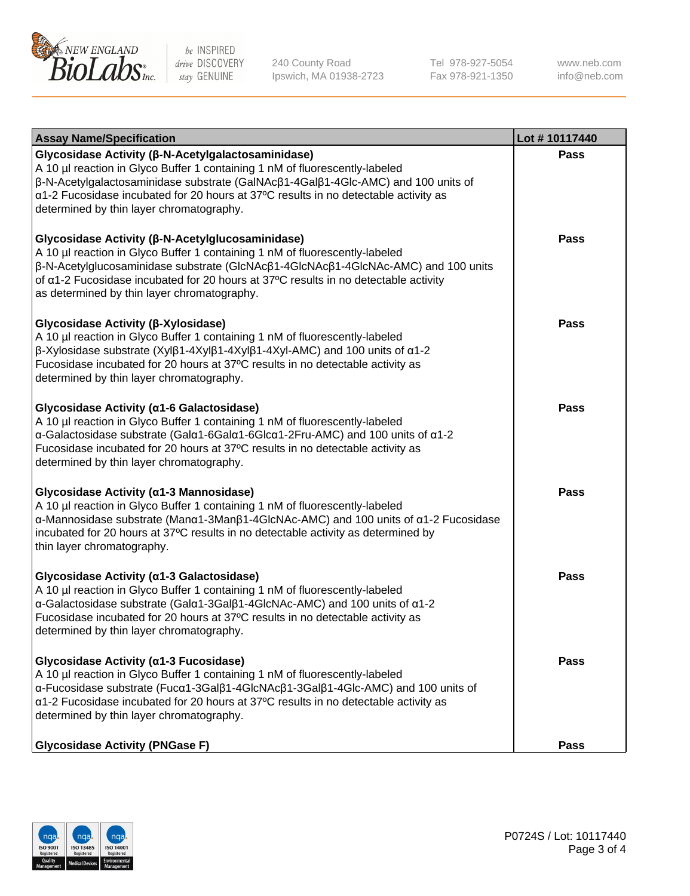| Assay Name/Specification | Lot # 10117440 |
|---|---|
| **Glycosidase Activity (β-N-Acetylgalactosaminidase)** A 10 µl reaction in Glyco Buffer 1 containing 1 nM of fluorescently-labeled β-N-Acetylgalactosaminidase substrate (GalNAcβ1-4Galβ1-4Glc-AMC) and 100 units of α1-2 Fucosidase incubated for 20 hours at 37ºC results in no detectable activity as determined by thin layer chromatography. | Pass |
| **Glycosidase Activity (β-N-Acetylglucosaminidase)** A 10 µl reaction in Glyco Buffer 1 containing 1 nM of fluorescently-labeled β-N-Acetylglucosaminidase substrate (GlcNAcβ1-4GlcNAcβ1-4GlcNAc-AMC) and 100 units of α1-2 Fucosidase incubated for 20 hours at 37ºC results in no detectable activity as determined by thin layer chromatography. | Pass |
| **Glycosidase Activity (β-Xylosidase)** A 10 µl reaction in Glyco Buffer 1 containing 1 nM of fluorescently-labeled β-Xylosidase substrate (Xylβ1-4Xylβ1-4Xylβ1-4Xyl-AMC) and 100 units of α1-2 Fucosidase incubated for 20 hours at 37ºC results in no detectable activity as determined by thin layer chromatography. | Pass |
| **Glycosidase Activity (α1-6 Galactosidase)** A 10 µl reaction in Glyco Buffer 1 containing 1 nM of fluorescently-labeled α-Galactosidase substrate (Galα1-6Galα1-6Glcα1-2Fru-AMC) and 100 units of α1-2 Fucosidase incubated for 20 hours at 37ºC results in no detectable activity as determined by thin layer chromatography. | Pass |
| **Glycosidase Activity (α1-3 Mannosidase)** A 10 µl reaction in Glyco Buffer 1 containing 1 nM of fluorescently-labeled α-Mannosidase substrate (Manα1-3Manβ1-4GlcNAc-AMC) and 100 units of α1-2 Fucosidase incubated for 20 hours at 37ºC results in no detectable activity as determined by thin layer chromatography. | Pass |
| **Glycosidase Activity (α1-3 Galactosidase)** A 10 µl reaction in Glyco Buffer 1 containing 1 nM of fluorescently-labeled α-Galactosidase substrate (Galα1-3Galβ1-4GlcNAc-AMC) and 100 units of α1-2 Fucosidase incubated for 20 hours at 37ºC results in no detectable activity as determined by thin layer chromatography. | Pass |
| **Glycosidase Activity (α1-3 Fucosidase)** A 10 µl reaction in Glyco Buffer 1 containing 1 nM of fluorescently-labeled α-Fucosidase substrate (Fucα1-3Galβ1-4GlcNAcβ1-3Galβ1-4Glc-AMC) and 100 units of α1-2 Fucosidase incubated for 20 hours at 37ºC results in no detectable activity as determined by thin layer chromatography. | Pass |
| **Glycosidase Activity (PNGase F)** | Pass |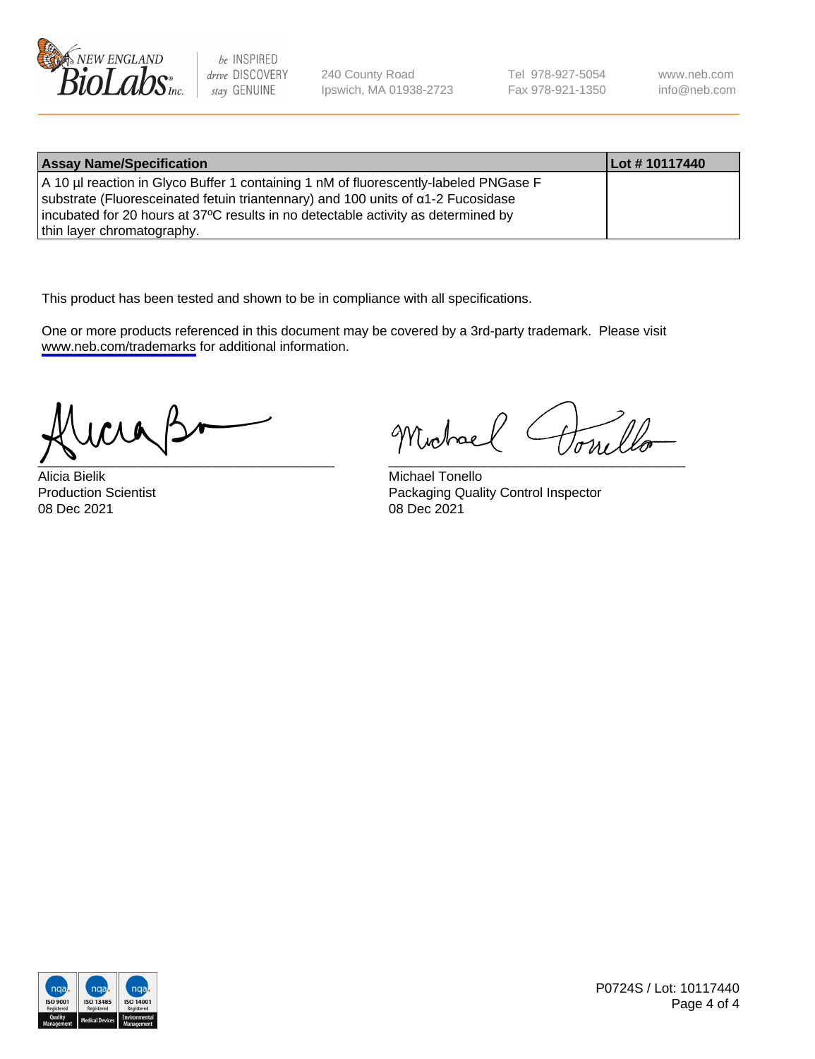| Assay Name/Specification | Lot # 10117440 |
|---|---|
| A 10 µl reaction in Glyco Buffer 1 containing 1 nM of fluorescently-labeled PNGase F substrate (Fluoresceinated fetuin triantennary) and 100 units of α1-2 Fucosidase incubated for 20 hours at 37ºC results in no detectable activity as determined by thin layer chromatography. | |

This product has been tested and shown to be in compliance with all specifications.

One or more products referenced in this document may be covered by a 3rd-party trademark. Please visit www.neb.com/trademarks for additional information.

Alicia Bielik
Production Scientist
08 Dec 2021

Michael Tonello
Packaging Quality Control Inspector
08 Dec 2021

P0724S / Lot: 10117440